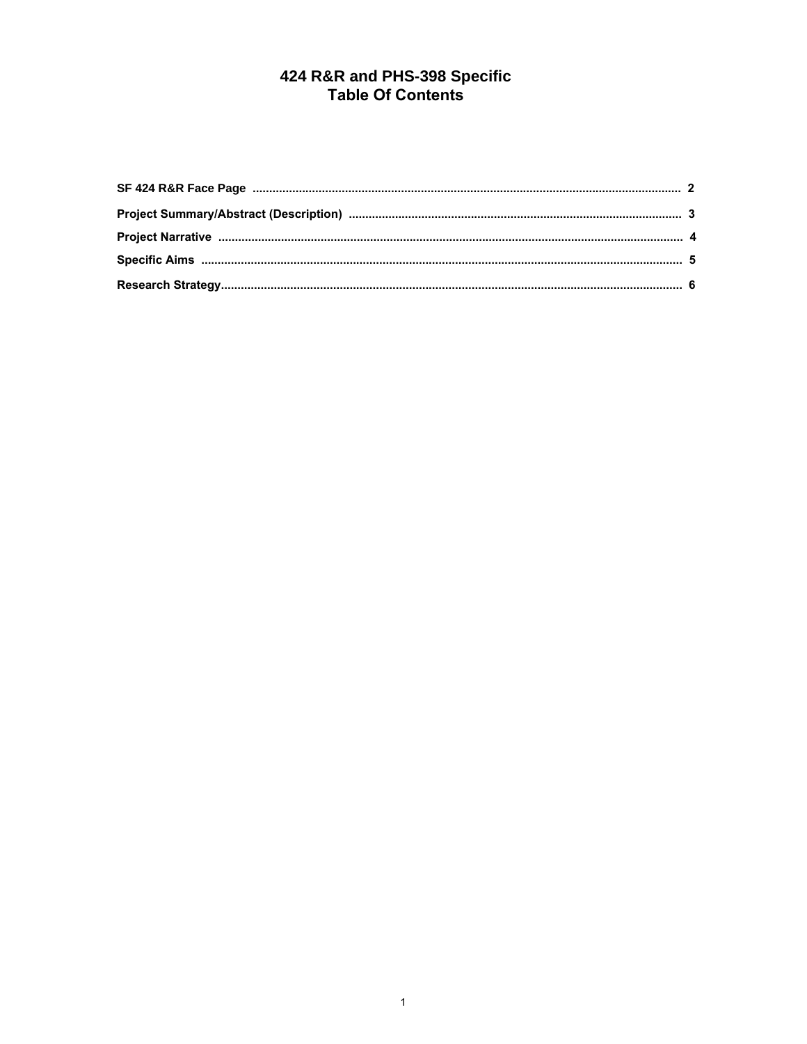# 424 R&R and PHS-398 Specific
# Table Of Contents

| Section | Page |
| --- | --- |
| **SF 424 R&R Face Page** | 2 |
| **Project Summary/Abstract (Description)** | 3 |
| **Project Narrative** | 4 |
| **Specific Aims** | 5 |
| **Research Strategy** | 6 |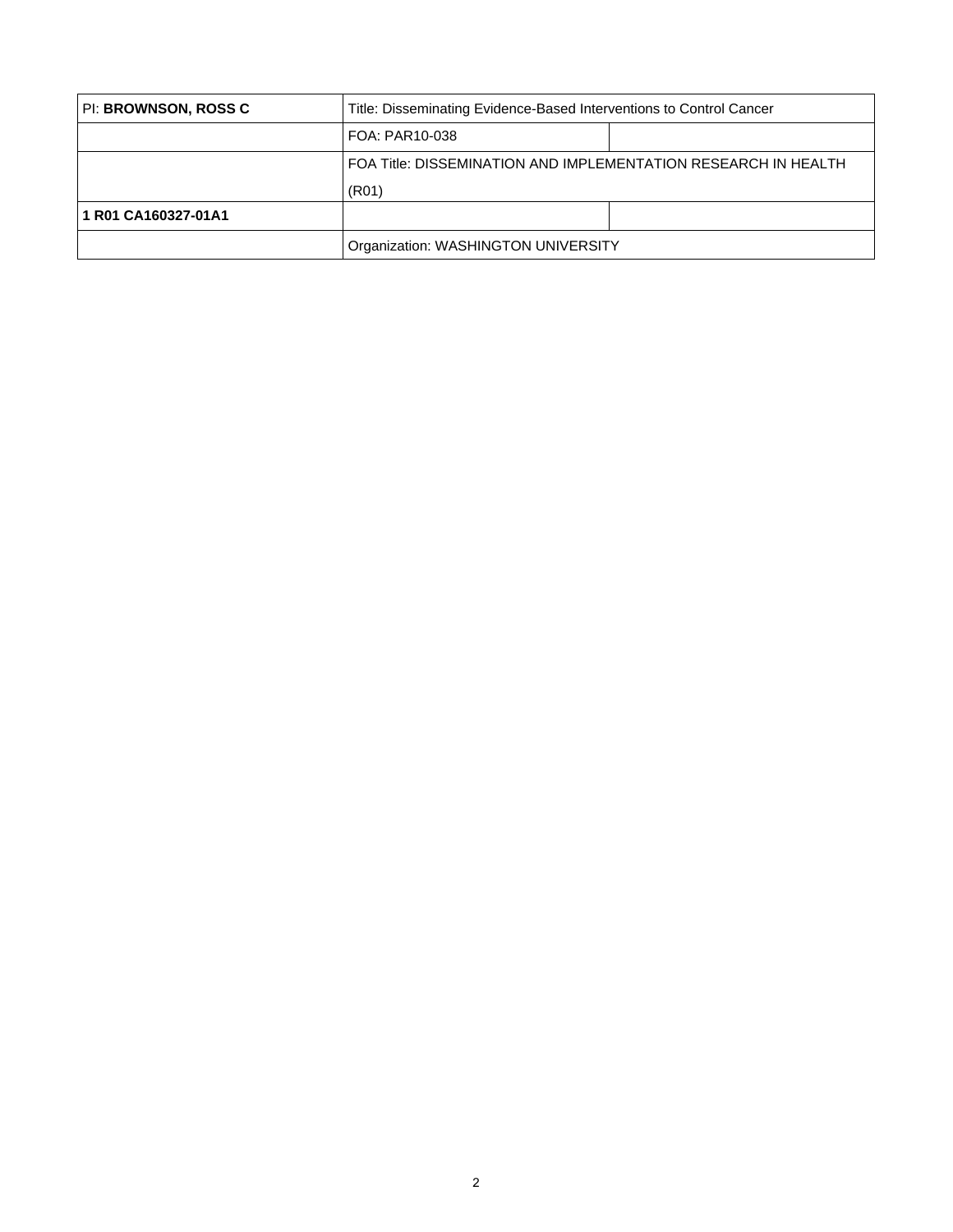| PI: **BROWNSON, ROSS C** | Title: Disseminating Evidence-Based Interventions to Control Cancer | |
|---|---|---|
| | FOA: PAR10-038 | |
| | FOA Title: DISSEMINATION AND IMPLEMENTATION RESEARCH IN HEALTH (R01) | |
| **1 R01 CA160327-01A1** | | |
| | Organization: WASHINGTON UNIVERSITY | |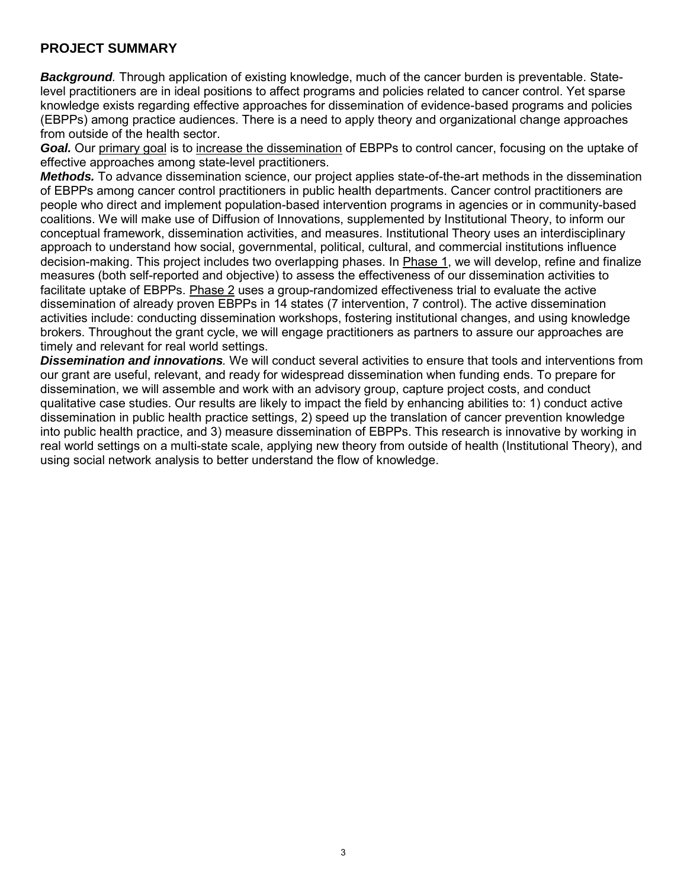## PROJECT SUMMARY

***Background***. Through application of existing knowledge, much of the cancer burden is preventable. State-level practitioners are in ideal positions to affect programs and policies related to cancer control. Yet sparse knowledge exists regarding effective approaches for dissemination of evidence-based programs and policies (EBPPs) among practice audiences. There is a need to apply theory and organizational change approaches from outside of the health sector.

***Goal.*** Our <u>primary goal</u> is to <u>increase the dissemination</u> of EBPPs to control cancer, focusing on the uptake of effective approaches among state-level practitioners.

***Methods.*** To advance dissemination science, our project applies state-of-the-art methods in the dissemination of EBPPs among cancer control practitioners in public health departments. Cancer control practitioners are people who direct and implement population-based intervention programs in agencies or in community-based coalitions. We will make use of Diffusion of Innovations, supplemented by Institutional Theory, to inform our conceptual framework, dissemination activities, and measures. Institutional Theory uses an interdisciplinary approach to understand how social, governmental, political, cultural, and commercial institutions influence decision-making. This project includes two overlapping phases. In <u>Phase 1</u>, we will develop, refine and finalize measures (both self-reported and objective) to assess the effectiveness of our dissemination activities to facilitate uptake of EBPPs. <u>Phase 2</u> uses a group-randomized effectiveness trial to evaluate the active dissemination of already proven EBPPs in 14 states (7 intervention, 7 control). The active dissemination activities include: conducting dissemination workshops, fostering institutional changes, and using knowledge brokers. Throughout the grant cycle, we will engage practitioners as partners to assure our approaches are timely and relevant for real world settings.

***Dissemination and innovations.*** We will conduct several activities to ensure that tools and interventions from our grant are useful, relevant, and ready for widespread dissemination when funding ends. To prepare for dissemination, we will assemble and work with an advisory group, capture project costs, and conduct qualitative case studies. Our results are likely to impact the field by enhancing abilities to: 1) conduct active dissemination in public health practice settings, 2) speed up the translation of cancer prevention knowledge into public health practice, and 3) measure dissemination of EBPPs. This research is innovative by working in real world settings on a multi-state scale, applying new theory from outside of health (Institutional Theory), and using social network analysis to better understand the flow of knowledge.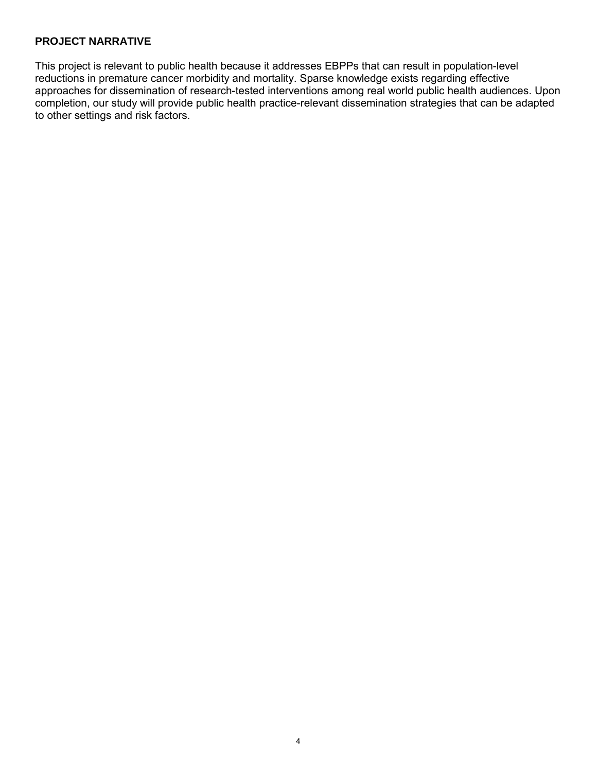**PROJECT NARRATIVE**

This project is relevant to public health because it addresses EBPPs that can result in population-level reductions in premature cancer morbidity and mortality. Sparse knowledge exists regarding effective approaches for dissemination of research-tested interventions among real world public health audiences. Upon completion, our study will provide public health practice-relevant dissemination strategies that can be adapted to other settings and risk factors.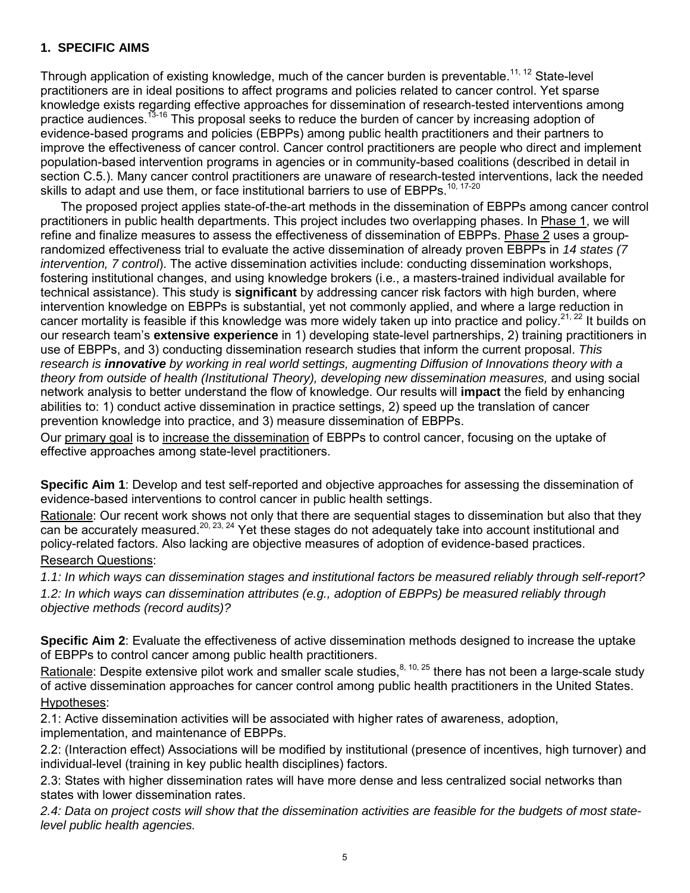## 1. SPECIFIC AIMS

Through application of existing knowledge, much of the cancer burden is preventable.[11, 12] State-level practitioners are in ideal positions to affect programs and policies related to cancer control. Yet sparse knowledge exists regarding effective approaches for dissemination of research-tested interventions among practice audiences.[13-16] This proposal seeks to reduce the burden of cancer by increasing adoption of evidence-based programs and policies (EBPPs) among public health practitioners and their partners to improve the effectiveness of cancer control. Cancer control practitioners are people who direct and implement population-based intervention programs in agencies or in community-based coalitions (described in detail in section C.5.). Many cancer control practitioners are unaware of research-tested interventions, lack the needed skills to adapt and use them, or face institutional barriers to use of EBPPs.[10, 17-20]

The proposed project applies state-of-the-art methods in the dissemination of EBPPs among cancer control practitioners in public health departments. This project includes two overlapping phases. In Phase 1, we will refine and finalize measures to assess the effectiveness of dissemination of EBPPs. Phase 2 uses a group-randomized effectiveness trial to evaluate the active dissemination of already proven EBPPs in *14 states (7 intervention, 7 control*). The active dissemination activities include: conducting dissemination workshops, fostering institutional changes, and using knowledge brokers (i.e., a masters-trained individual available for technical assistance). This study is **significant** by addressing cancer risk factors with high burden, where intervention knowledge on EBPPs is substantial, yet not commonly applied, and where a large reduction in cancer mortality is feasible if this knowledge was more widely taken up into practice and policy.[21, 22] It builds on our research team's **extensive experience** in 1) developing state-level partnerships, 2) training practitioners in use of EBPPs, and 3) conducting dissemination research studies that inform the current proposal. *This research is **innovative** by working in real world settings, augmenting Diffusion of Innovations theory with a theory from outside of health (Institutional Theory), developing new dissemination measures,* and using social network analysis to better understand the flow of knowledge. Our results will **impact** the field by enhancing abilities to: 1) conduct active dissemination in practice settings, 2) speed up the translation of cancer prevention knowledge into practice, and 3) measure dissemination of EBPPs.

Our primary goal is to increase the dissemination of EBPPs to control cancer, focusing on the uptake of effective approaches among state-level practitioners.

**Specific Aim 1**: Develop and test self-reported and objective approaches for assessing the dissemination of evidence-based interventions to control cancer in public health settings.

Rationale: Our recent work shows not only that there are sequential stages to dissemination but also that they can be accurately measured.[20, 23, 24] Yet these stages do not adequately take into account institutional and policy-related factors. Also lacking are objective measures of adoption of evidence-based practices.

Research Questions:

*1.1: In which ways can dissemination stages and institutional factors be measured reliably through self-report?*

*1.2: In which ways can dissemination attributes (e.g., adoption of EBPPs) be measured reliably through objective methods (record audits)?*

**Specific Aim 2**: Evaluate the effectiveness of active dissemination methods designed to increase the uptake of EBPPs to control cancer among public health practitioners.

Rationale: Despite extensive pilot work and smaller scale studies,[8, 10, 25] there has not been a large-scale study of active dissemination approaches for cancer control among public health practitioners in the United States.

Hypotheses:

2.1: Active dissemination activities will be associated with higher rates of awareness, adoption, implementation, and maintenance of EBPPs.

2.2: (Interaction effect) Associations will be modified by institutional (presence of incentives, high turnover) and individual-level (training in key public health disciplines) factors.

2.3: States with higher dissemination rates will have more dense and less centralized social networks than states with lower dissemination rates.

*2.4: Data on project costs will show that the dissemination activities are feasible for the budgets of most state-level public health agencies.*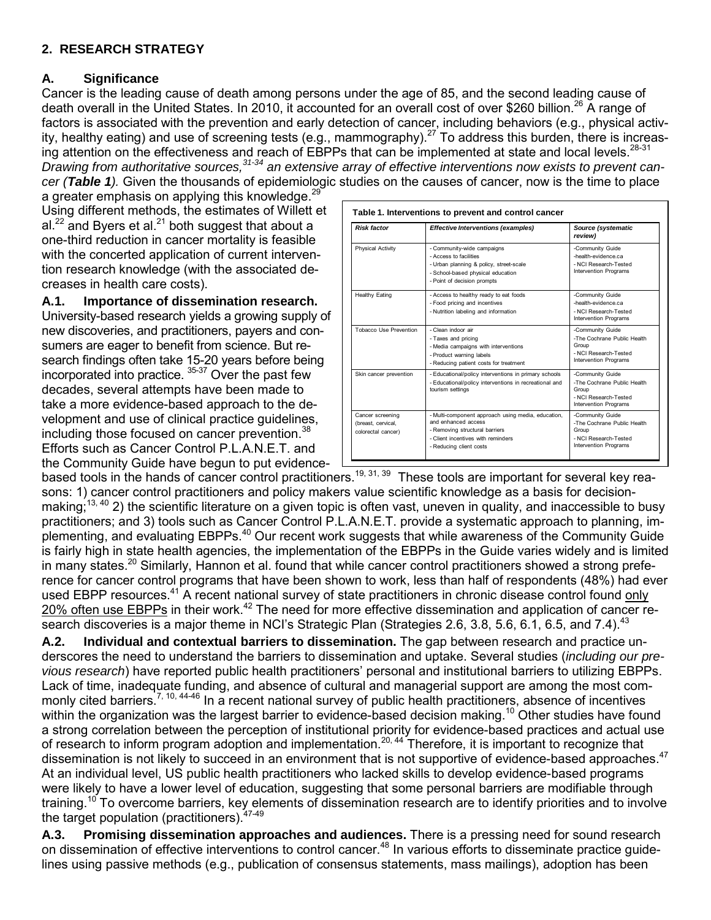## 2. RESEARCH STRATEGY

### A. Significance

Cancer is the leading cause of death among persons under the age of 85, and the second leading cause of death overall in the United States. In 2010, it accounted for an overall cost of over $260 billion.[26] A range of factors is associated with the prevention and early detection of cancer, including behaviors (e.g., physical activity, healthy eating) and use of screening tests (e.g., mammography).[27] To address this burden, there is increasing attention on the effectiveness and reach of EBPPs that can be implemented at state and local levels.[28-31] *Drawing from authoritative sources,[31-34] an extensive array of effective interventions now exists to prevent cancer (**Table 1**).* Given the thousands of epidemiologic studies on the causes of cancer, now is the time to place a greater emphasis on applying this knowledge.[29] Using different methods, the estimates of Willett et al.[22] and Byers et al.[21] both suggest that about a one-third reduction in cancer mortality is feasible with the concerted application of current intervention research knowledge (with the associated decreases in health care costs).

**Table 1. Interventions to prevent and control cancer**

| *Risk factor* | *Effective Interventions (examples)* | *Source (systematic review)* |
|---|---|---|
| Physical Activity | - Community-wide campaigns<br>- Access to facilities<br>- Urban planning & policy, street-scale<br>- School-based physical education<br>- Point of decision prompts | -Community Guide<br>-health-evidence.ca<br>- NCI Research-Tested Intervention Programs |
| Healthy Eating | - Access to healthy ready to eat foods<br>- Food pricing and incentives<br>- Nutrition labeling and information | -Community Guide<br>-health-evidence.ca<br>- NCI Research-Tested Intervention Programs |
| Tobacco Use Prevention | - Clean indoor air<br>- Taxes and pricing<br>- Media campaigns with interventions<br>- Product warning labels<br>- Reducing patient costs for treatment | -Community Guide<br>-The Cochrane Public Health Group<br>- NCI Research-Tested Intervention Programs |
| Skin cancer prevention | - Educational/policy interventions in primary schools<br>- Educational/policy interventions in recreational and tourism settings | -Community Guide<br>-The Cochrane Public Health Group<br>- NCI Research-Tested Intervention Programs |
| Cancer screening (breast, cervical, colorectal cancer) | - Multi-component approach using media, education, and enhanced access<br>- Removing structural barriers<br>- Client incentives with reminders<br>- Reducing client costs | -Community Guide<br>-The Cochrane Public Health Group<br>- NCI Research-Tested Intervention Programs |

**A.1. Importance of dissemination research.** University-based research yields a growing supply of new discoveries, and practitioners, payers and consumers are eager to benefit from science. But research findings often take 15-20 years before being incorporated into practice.[35-37] Over the past few decades, several attempts have been made to take a more evidence-based approach to the development and use of clinical practice guidelines, including those focused on cancer prevention.[38] Efforts such as Cancer Control P.L.A.N.E.T. and the Community Guide have begun to put evidence-based tools in the hands of cancer control practitioners.[19, 31, 39] These tools are important for several key reasons: 1) cancer control practitioners and policy makers value scientific knowledge as a basis for decision-making;[13, 40] 2) the scientific literature on a given topic is often vast, uneven in quality, and inaccessible to busy practitioners; and 3) tools such as Cancer Control P.L.A.N.E.T. provide a systematic approach to planning, implementing, and evaluating EBPPs.[40] Our recent work suggests that while awareness of the Community Guide is fairly high in state health agencies, the implementation of the EBPPs in the Guide varies widely and is limited in many states.[20] Similarly, Hannon et al. found that while cancer control practitioners showed a strong preference for cancer control programs that have been shown to work, less than half of respondents (48%) had ever used EBPP resources.[41] A recent national survey of state practitioners in chronic disease control found <u>only 20% often use EBPPs</u> in their work.[42] The need for more effective dissemination and application of cancer research discoveries is a major theme in NCI's Strategic Plan (Strategies 2.6, 3.8, 5.6, 6.1, 6.5, and 7.4).[43]

**A.2. Individual and contextual barriers to dissemination.** The gap between research and practice underscores the need to understand the barriers to dissemination and uptake. Several studies (*including our previous research*) have reported public health practitioners' personal and institutional barriers to utilizing EBPPs. Lack of time, inadequate funding, and absence of cultural and managerial support are among the most commonly cited barriers.[7, 10, 44-46] In a recent national survey of public health practitioners, absence of incentives within the organization was the largest barrier to evidence-based decision making.[10] Other studies have found a strong correlation between the perception of institutional priority for evidence-based practices and actual use of research to inform program adoption and implementation.[20, 44] Therefore, it is important to recognize that dissemination is not likely to succeed in an environment that is not supportive of evidence-based approaches.[47] At an individual level, US public health practitioners who lacked skills to develop evidence-based programs were likely to have a lower level of education, suggesting that some personal barriers are modifiable through training.[10] To overcome barriers, key elements of dissemination research are to identify priorities and to involve the target population (practitioners).[47-49]

**A.3. Promising dissemination approaches and audiences.** There is a pressing need for sound research on dissemination of effective interventions to control cancer.[48] In various efforts to disseminate practice guidelines using passive methods (e.g., publication of consensus statements, mass mailings), adoption has been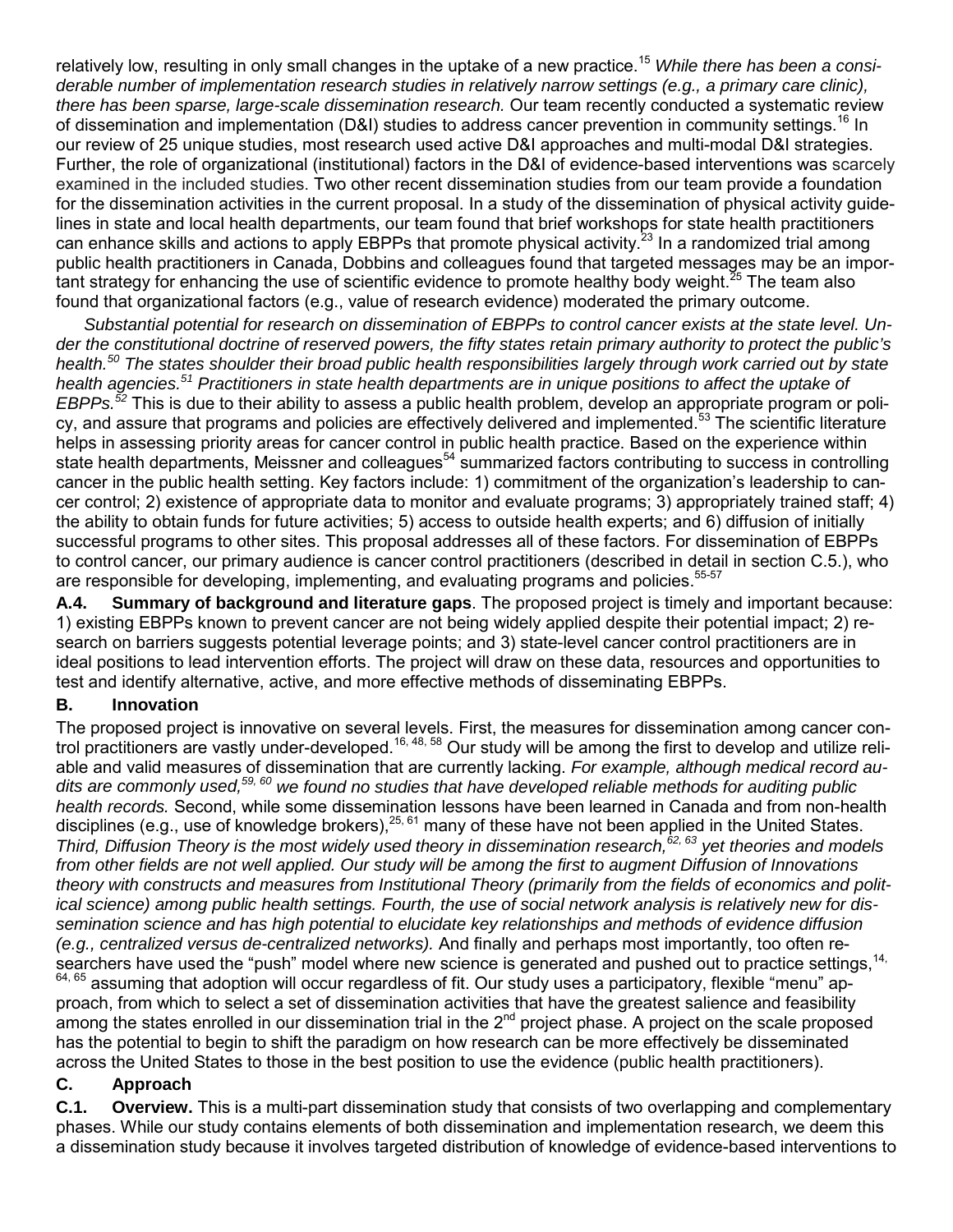relatively low, resulting in only small changes in the uptake of a new practice.[15] *While there has been a considerable number of implementation research studies in relatively narrow settings (e.g., a primary care clinic), there has been sparse, large-scale dissemination research.* Our team recently conducted a systematic review of dissemination and implementation (D&I) studies to address cancer prevention in community settings.[16] In our review of 25 unique studies, most research used active D&I approaches and multi-modal D&I strategies. Further, the role of organizational (institutional) factors in the D&I of evidence-based interventions was scarcely examined in the included studies. Two other recent dissemination studies from our team provide a foundation for the dissemination activities in the current proposal. In a study of the dissemination of physical activity guidelines in state and local health departments, our team found that brief workshops for state health practitioners can enhance skills and actions to apply EBPPs that promote physical activity.[23] In a randomized trial among public health practitioners in Canada, Dobbins and colleagues found that targeted messages may be an important strategy for enhancing the use of scientific evidence to promote healthy body weight.[25] The team also found that organizational factors (e.g., value of research evidence) moderated the primary outcome.

*Substantial potential for research on dissemination of EBPPs to control cancer exists at the state level. Under the constitutional doctrine of reserved powers, the fifty states retain primary authority to protect the public's health.[50] The states shoulder their broad public health responsibilities largely through work carried out by state health agencies.[51] Practitioners in state health departments are in unique positions to affect the uptake of EBPPs.[52]* This is due to their ability to assess a public health problem, develop an appropriate program or policy, and assure that programs and policies are effectively delivered and implemented.[53] The scientific literature helps in assessing priority areas for cancer control in public health practice. Based on the experience within state health departments, Meissner and colleagues[54] summarized factors contributing to success in controlling cancer in the public health setting. Key factors include: 1) commitment of the organization's leadership to cancer control; 2) existence of appropriate data to monitor and evaluate programs; 3) appropriately trained staff; 4) the ability to obtain funds for future activities; 5) access to outside health experts; and 6) diffusion of initially successful programs to other sites. This proposal addresses all of these factors. For dissemination of EBPPs to control cancer, our primary audience is cancer control practitioners (described in detail in section C.5.), who are responsible for developing, implementing, and evaluating programs and policies.[55-57]

**A.4. Summary of background and literature gaps**. The proposed project is timely and important because: 1) existing EBPPs known to prevent cancer are not being widely applied despite their potential impact; 2) research on barriers suggests potential leverage points; and 3) state-level cancer control practitioners are in ideal positions to lead intervention efforts. The project will draw on these data, resources and opportunities to test and identify alternative, active, and more effective methods of disseminating EBPPs.

## B. Innovation

The proposed project is innovative on several levels. First, the measures for dissemination among cancer control practitioners are vastly under-developed.[16, 48, 58] Our study will be among the first to develop and utilize reliable and valid measures of dissemination that are currently lacking. *For example, although medical record audits are commonly used,[59, 60] we found no studies that have developed reliable methods for auditing public health records.* Second, while some dissemination lessons have been learned in Canada and from non-health disciplines (e.g., use of knowledge brokers),[25, 61] many of these have not been applied in the United States. *Third, Diffusion Theory is the most widely used theory in dissemination research,[62, 63] yet theories and models from other fields are not well applied. Our study will be among the first to augment Diffusion of Innovations theory with constructs and measures from Institutional Theory (primarily from the fields of economics and political science) among public health settings. Fourth, the use of social network analysis is relatively new for dissemination science and has high potential to elucidate key relationships and methods of evidence diffusion (e.g., centralized versus de-centralized networks).* And finally and perhaps most importantly, too often researchers have used the "push" model where new science is generated and pushed out to practice settings,[14, 64, 65] assuming that adoption will occur regardless of fit. Our study uses a participatory, flexible "menu" approach, from which to select a set of dissemination activities that have the greatest salience and feasibility among the states enrolled in our dissemination trial in the 2nd project phase. A project on the scale proposed has the potential to begin to shift the paradigm on how research can be more effectively be disseminated across the United States to those in the best position to use the evidence (public health practitioners).

## C. Approach

**C.1. Overview.** This is a multi-part dissemination study that consists of two overlapping and complementary phases. While our study contains elements of both dissemination and implementation research, we deem this a dissemination study because it involves targeted distribution of knowledge of evidence-based interventions to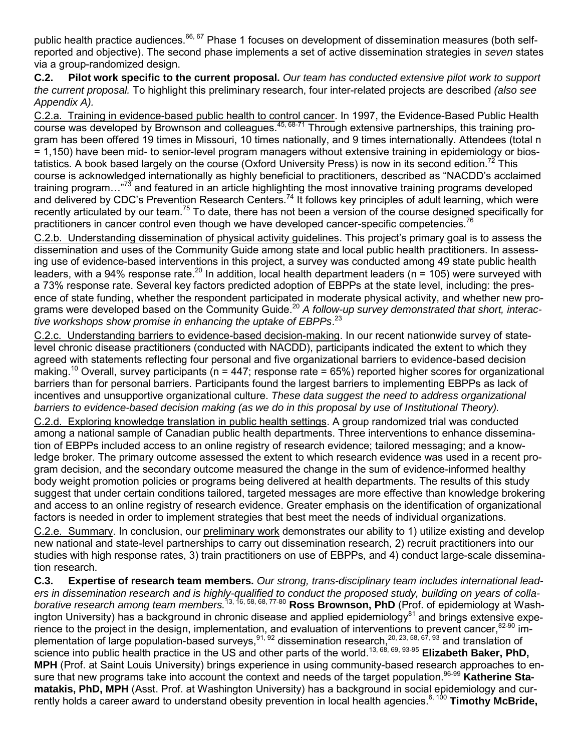public health practice audiences.[66, 67] Phase 1 focuses on development of dissemination measures (both self-reported and objective). The second phase implements a set of active dissemination strategies in *seven* states via a group-randomized design.

**C.2. Pilot work specific to the current proposal.** *Our team has conducted extensive pilot work to support the current proposal.* To highlight this preliminary research, four inter-related projects are described *(also see Appendix A).*

C.2.a. Training in evidence-based public health to control cancer. In 1997, the Evidence-Based Public Health course was developed by Brownson and colleagues.[45, 68-71] Through extensive partnerships, this training program has been offered 19 times in Missouri, 10 times nationally, and 9 times internationally. Attendees (total n = 1,150) have been mid- to senior-level program managers without extensive training in epidemiology or biostatistics. A book based largely on the course (Oxford University Press) is now in its second edition.[72] This course is acknowledged internationally as highly beneficial to practitioners, described as "NACDD's acclaimed training program…"[73] and featured in an article highlighting the most innovative training programs developed and delivered by CDC's Prevention Research Centers.[74] It follows key principles of adult learning, which were recently articulated by our team.[75] To date, there has not been a version of the course designed specifically for practitioners in cancer control even though we have developed cancer-specific competencies.[76]

C.2.b. Understanding dissemination of physical activity guidelines. This project's primary goal is to assess the dissemination and uses of the Community Guide among state and local public health practitioners. In assessing use of evidence-based interventions in this project, a survey was conducted among 49 state public health leaders, with a 94% response rate.[20] In addition, local health department leaders (n = 105) were surveyed with a 73% response rate. Several key factors predicted adoption of EBPPs at the state level, including: the presence of state funding, whether the respondent participated in moderate physical activity, and whether new programs were developed based on the Community Guide.[20] *A follow-up survey demonstrated that short, interactive workshops show promise in enhancing the uptake of EBPPs*.[23]

C.2.c. Understanding barriers to evidence-based decision-making. In our recent nationwide survey of state-level chronic disease practitioners (conducted with NACDD), participants indicated the extent to which they agreed with statements reflecting four personal and five organizational barriers to evidence-based decision making.[10] Overall, survey participants (n = 447; response rate = 65%) reported higher scores for organizational barriers than for personal barriers. Participants found the largest barriers to implementing EBPPs as lack of incentives and unsupportive organizational culture. *These data suggest the need to address organizational barriers to evidence-based decision making (as we do in this proposal by use of Institutional Theory).*

C.2.d. Exploring knowledge translation in public health settings. A group randomized trial was conducted among a national sample of Canadian public health departments. Three interventions to enhance dissemination of EBPPs included access to an online registry of research evidence; tailored messaging; and a knowledge broker. The primary outcome assessed the extent to which research evidence was used in a recent program decision, and the secondary outcome measured the change in the sum of evidence-informed healthy body weight promotion policies or programs being delivered at health departments. The results of this study suggest that under certain conditions tailored, targeted messages are more effective than knowledge brokering and access to an online registry of research evidence. Greater emphasis on the identification of organizational factors is needed in order to implement strategies that best meet the needs of individual organizations.

C.2.e. Summary. In conclusion, our preliminary work demonstrates our ability to 1) utilize existing and develop new national and state-level partnerships to carry out dissemination research, 2) recruit practitioners into our studies with high response rates, 3) train practitioners on use of EBPPs, and 4) conduct large-scale dissemination research.

**C.3. Expertise of research team members.** *Our strong, trans-disciplinary team includes international leaders in dissemination research and is highly-qualified to conduct the proposed study, building on years of collaborative research among team members.*[13, 16, 58, 68, 77-80] **Ross Brownson, PhD** (Prof. of epidemiology at Washington University) has a background in chronic disease and applied epidemiology[81] and brings extensive experience to the project in the design, implementation, and evaluation of interventions to prevent cancer,[82-90] implementation of large population-based surveys,[91, 92] dissemination research,[20, 23, 58, 67, 93] and translation of science into public health practice in the US and other parts of the world.[13, 68, 69, 93-95] **Elizabeth Baker, PhD, MPH** (Prof. at Saint Louis University) brings experience in using community-based research approaches to ensure that new programs take into account the context and needs of the target population.[96-99] **Katherine Stamatakis, PhD, MPH** (Asst. Prof. at Washington University) has a background in social epidemiology and currently holds a career award to understand obesity prevention in local health agencies.[6, 100] **Timothy McBride,**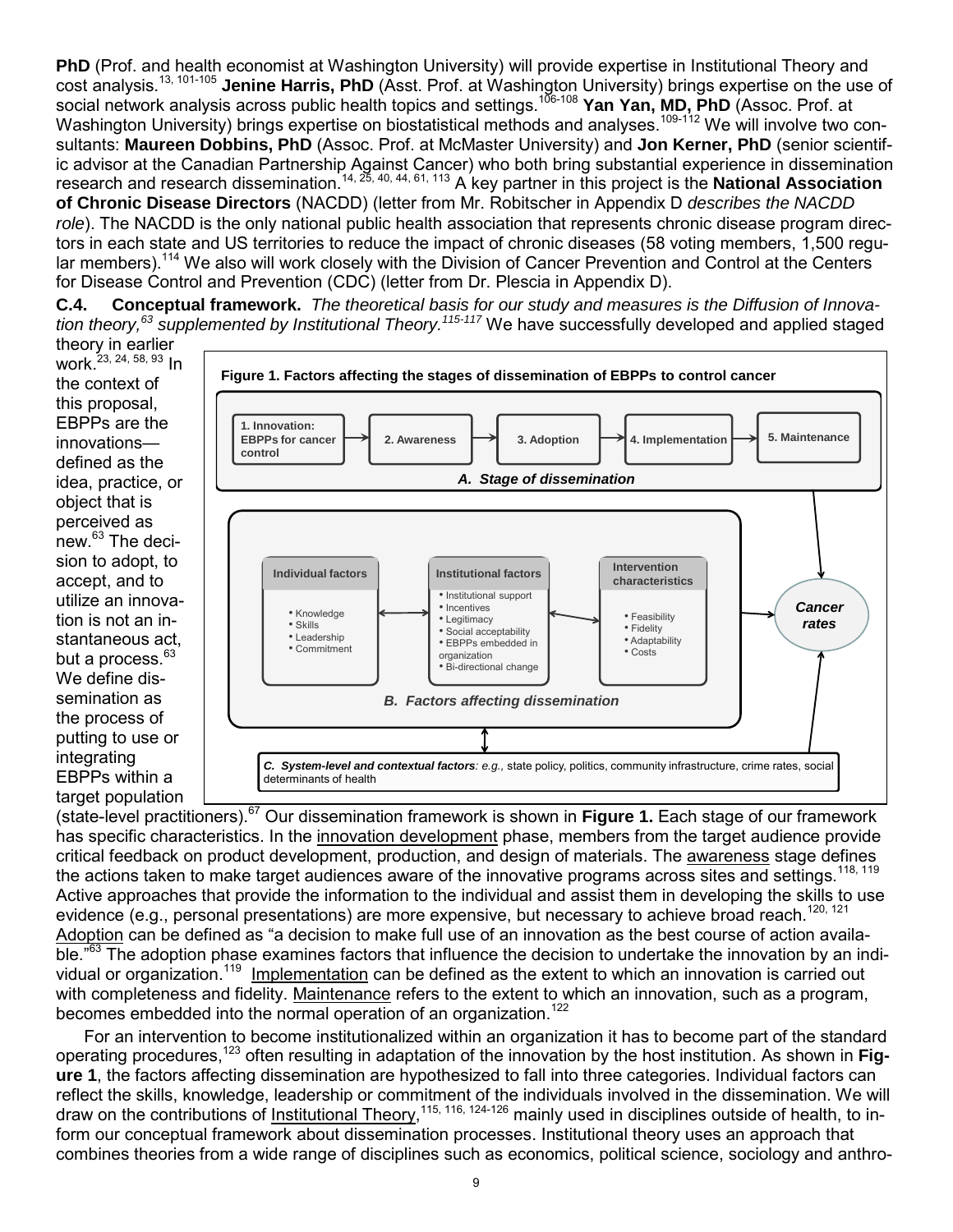**PhD** (Prof. and health economist at Washington University) will provide expertise in Institutional Theory and cost analysis.[13, 101-105] **Jenine Harris, PhD** (Asst. Prof. at Washington University) brings expertise on the use of social network analysis across public health topics and settings.[106-108] **Yan Yan, MD, PhD** (Assoc. Prof. at Washington University) brings expertise on biostatistical methods and analyses.[109-112] We will involve two consultants: **Maureen Dobbins, PhD** (Assoc. Prof. at McMaster University) and **Jon Kerner, PhD** (senior scientific advisor at the Canadian Partnership Against Cancer) who both bring substantial experience in dissemination research and research dissemination.[14, 25, 40, 44, 61, 113] A key partner in this project is the **National Association of Chronic Disease Directors** (NACDD) (letter from Mr. Robitscher in Appendix D *describes the NACDD role*). The NACDD is the only national public health association that represents chronic disease program directors in each state and US territories to reduce the impact of chronic diseases (58 voting members, 1,500 regular members).[114] We also will work closely with the Division of Cancer Prevention and Control at the Centers for Disease Control and Prevention (CDC) (letter from Dr. Plescia in Appendix D).

**C.4. Conceptual framework.** *The theoretical basis for our study and measures is the Diffusion of Innovation theory,[63] supplemented by Institutional Theory.[115-117]* We have successfully developed and applied staged theory in earlier work.[23, 24, 58, 93] In the context of this proposal, EBPPs are the innovations—defined as the idea, practice, or object that is perceived as new.[63] The decision to adopt, to accept, and to utilize an innovation is not an instantaneous act, but a process.[63] We define dissemination as the process of putting to use or integrating EBPPs within a target population (state-level practitioners).[67] Our dissemination framework is shown in **Figure 1.** Each stage of our framework has specific characteristics. In the innovation development phase, members from the target audience provide critical feedback on product development, production, and design of materials. The awareness stage defines the actions taken to make target audiences aware of the innovative programs across sites and settings.[118, 119] Active approaches that provide the information to the individual and assist them in developing the skills to use evidence (e.g., personal presentations) are more expensive, but necessary to achieve broad reach.[120, 121] Adoption can be defined as "a decision to make full use of an innovation as the best course of action available."[63] The adoption phase examines factors that influence the decision to undertake the innovation by an individual or organization.[119] Implementation can be defined as the extent to which an innovation is carried out with completeness and fidelity. Maintenance refers to the extent to which an innovation, such as a program, becomes embedded into the normal operation of an organization.[122]

**Figure 1. Factors affecting the stages of dissemination of EBPPs to control cancer**

*A. Stage of dissemination:* 1. Innovation: EBPPs for cancer control → 2. Awareness → 3. Adoption → 4. Implementation → 5. Maintenance

*B. Factors affecting dissemination:*
- Individual factors: Knowledge; Skills; Leadership; Commitment
- Institutional factors: Institutional support; Incentives; Legitimacy; Social acceptability; EBPPs embedded in organization; Bi-directional change
- Intervention characteristics: Feasibility; Fidelity; Adaptability; Costs

→ *Cancer rates*

*C. System-level and contextual factors: e.g.,* state policy, politics, community infrastructure, crime rates, social determinants of health

For an intervention to become institutionalized within an organization it has to become part of the standard operating procedures,[123] often resulting in adaptation of the innovation by the host institution. As shown in **Figure 1**, the factors affecting dissemination are hypothesized to fall into three categories. Individual factors can reflect the skills, knowledge, leadership or commitment of the individuals involved in the dissemination. We will draw on the contributions of Institutional Theory,[115, 116, 124-126] mainly used in disciplines outside of health, to inform our conceptual framework about dissemination processes. Institutional theory uses an approach that combines theories from a wide range of disciplines such as economics, political science, sociology and anthro-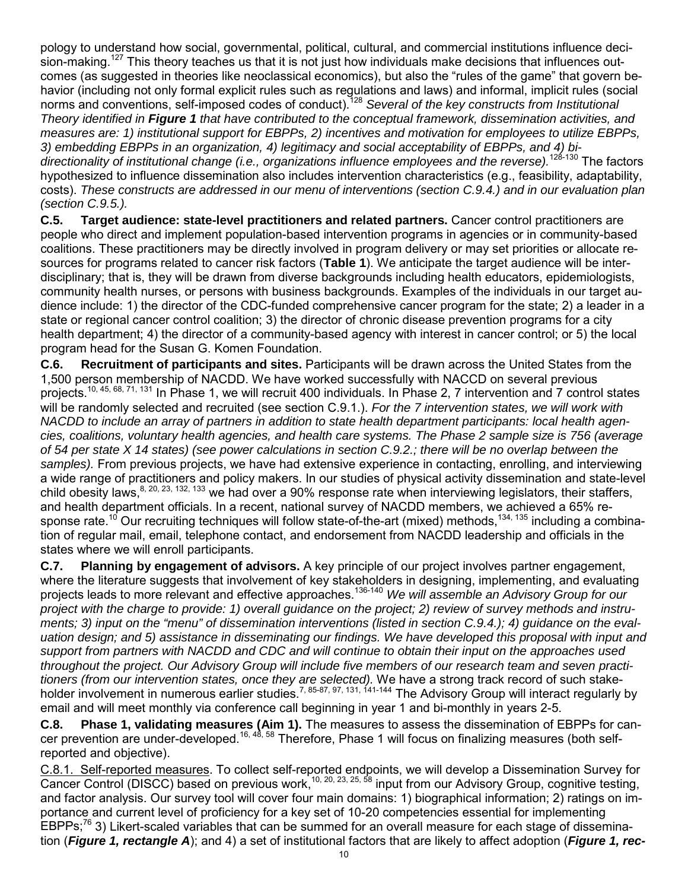pology to understand how social, governmental, political, cultural, and commercial institutions influence decision-making.[127] This theory teaches us that it is not just how individuals make decisions that influences outcomes (as suggested in theories like neoclassical economics), but also the "rules of the game" that govern behavior (including not only formal explicit rules such as regulations and laws) and informal, implicit rules (social norms and conventions, self-imposed codes of conduct).[128] *Several of the key constructs from Institutional Theory identified in **Figure 1** that have contributed to the conceptual framework, dissemination activities, and measures are: 1) institutional support for EBPPs, 2) incentives and motivation for employees to utilize EBPPs, 3) embedding EBPPs in an organization, 4) legitimacy and social acceptability of EBPPs, and 4) bi-directionality of institutional change (i.e., organizations influence employees and the reverse).*[128-130] The factors hypothesized to influence dissemination also includes intervention characteristics (e.g., feasibility, adaptability, costs). *These constructs are addressed in our menu of interventions (section C.9.4.) and in our evaluation plan (section C.9.5.).*

**C.5. Target audience: state-level practitioners and related partners.** Cancer control practitioners are people who direct and implement population-based intervention programs in agencies or in community-based coalitions. These practitioners may be directly involved in program delivery or may set priorities or allocate resources for programs related to cancer risk factors (**Table 1**). We anticipate the target audience will be interdisciplinary; that is, they will be drawn from diverse backgrounds including health educators, epidemiologists, community health nurses, or persons with business backgrounds. Examples of the individuals in our target audience include: 1) the director of the CDC-funded comprehensive cancer program for the state; 2) a leader in a state or regional cancer control coalition; 3) the director of chronic disease prevention programs for a city health department; 4) the director of a community-based agency with interest in cancer control; or 5) the local program head for the Susan G. Komen Foundation.

**C.6. Recruitment of participants and sites.** Participants will be drawn across the United States from the 1,500 person membership of NACDD. We have worked successfully with NACCD on several previous projects.[10, 45, 68, 71, 131] In Phase 1, we will recruit 400 individuals. In Phase 2, 7 intervention and 7 control states will be randomly selected and recruited (see section C.9.1.). *For the 7 intervention states, we will work with NACDD to include an array of partners in addition to state health department participants: local health agencies, coalitions, voluntary health agencies, and health care systems. The Phase 2 sample size is 756 (average of 54 per state X 14 states) (see power calculations in section C.9.2.; there will be no overlap between the samples).* From previous projects, we have had extensive experience in contacting, enrolling, and interviewing a wide range of practitioners and policy makers. In our studies of physical activity dissemination and state-level child obesity laws,[8, 20, 23, 132, 133] we had over a 90% response rate when interviewing legislators, their staffers, and health department officials. In a recent, national survey of NACDD members, we achieved a 65% response rate.[10] Our recruiting techniques will follow state-of-the-art (mixed) methods,[134, 135] including a combination of regular mail, email, telephone contact, and endorsement from NACDD leadership and officials in the states where we will enroll participants.

**C.7. Planning by engagement of advisors.** A key principle of our project involves partner engagement, where the literature suggests that involvement of key stakeholders in designing, implementing, and evaluating projects leads to more relevant and effective approaches.[136-140] *We will assemble an Advisory Group for our project with the charge to provide: 1) overall guidance on the project; 2) review of survey methods and instruments; 3) input on the "menu" of dissemination interventions (listed in section C.9.4.); 4) guidance on the evaluation design; and 5) assistance in disseminating our findings. We have developed this proposal with input and support from partners with NACDD and CDC and will continue to obtain their input on the approaches used throughout the project. Our Advisory Group will include five members of our research team and seven practitioners (from our intervention states, once they are selected).* We have a strong track record of such stakeholder involvement in numerous earlier studies.[7, 85-87, 97, 131, 141-144] The Advisory Group will interact regularly by email and will meet monthly via conference call beginning in year 1 and bi-monthly in years 2-5.

**C.8. Phase 1, validating measures (Aim 1).** The measures to assess the dissemination of EBPPs for cancer prevention are under-developed.[16, 48, 58] Therefore, Phase 1 will focus on finalizing measures (both self-reported and objective).

C.8.1. Self-reported measures. To collect self-reported endpoints, we will develop a Dissemination Survey for Cancer Control (DISCC) based on previous work,[10, 20, 23, 25, 58] input from our Advisory Group, cognitive testing, and factor analysis. Our survey tool will cover four main domains: 1) biographical information; 2) ratings on importance and current level of proficiency for a key set of 10-20 competencies essential for implementing EBPPs;[76] 3) Likert-scaled variables that can be summed for an overall measure for each stage of dissemination (***Figure 1, rectangle A***); and 4) a set of institutional factors that are likely to affect adoption (***Figure 1, rec-***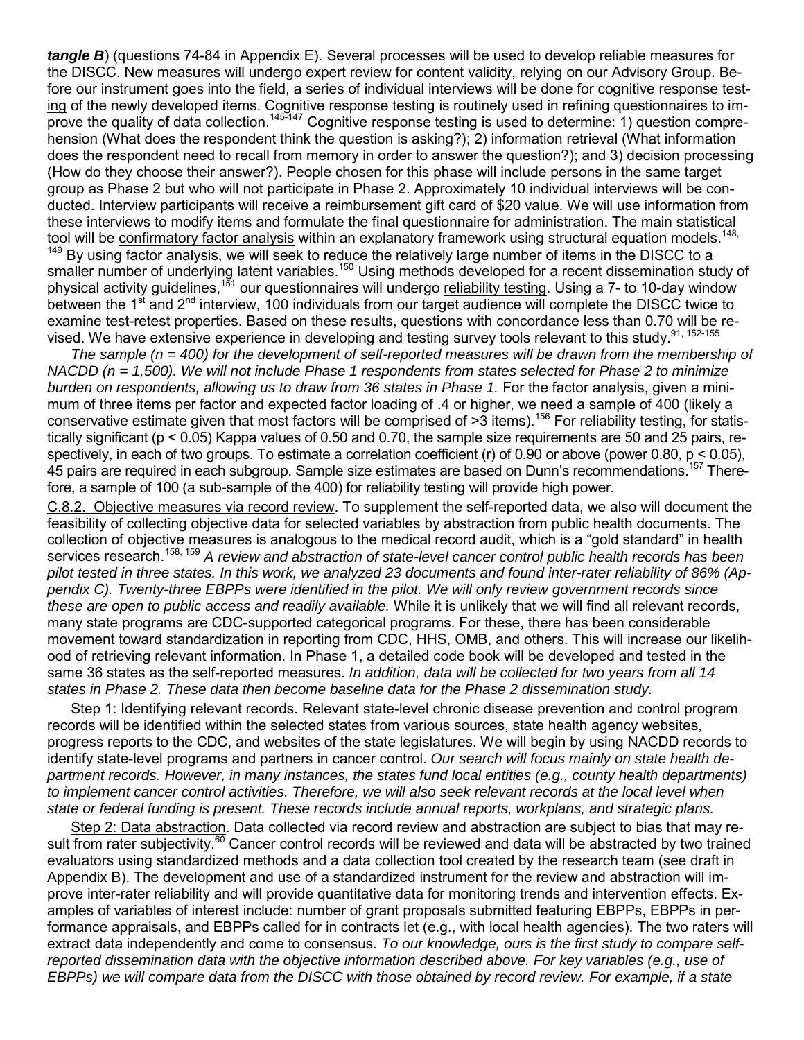***tangle B***) (questions 74-84 in Appendix E). Several processes will be used to develop reliable measures for the DISCC. New measures will undergo expert review for content validity, relying on our Advisory Group. Before our instrument goes into the field, a series of individual interviews will be done for <u>cognitive response testing</u> of the newly developed items. Cognitive response testing is routinely used in refining questionnaires to improve the quality of data collection.[145-147] Cognitive response testing is used to determine: 1) question comprehension (What does the respondent think the question is asking?); 2) information retrieval (What information does the respondent need to recall from memory in order to answer the question?); and 3) decision processing (How do they choose their answer?). People chosen for this phase will include persons in the same target group as Phase 2 but who will not participate in Phase 2. Approximately 10 individual interviews will be conducted. Interview participants will receive a reimbursement gift card of $20 value. We will use information from these interviews to modify items and formulate the final questionnaire for administration. The main statistical tool will be <u>confirmatory factor analysis</u> within an explanatory framework using structural equation models.[148, 149] By using factor analysis, we will seek to reduce the relatively large number of items in the DISCC to a smaller number of underlying latent variables.[150] Using methods developed for a recent dissemination study of physical activity guidelines,[151] our questionnaires will undergo <u>reliability testing</u>. Using a 7- to 10-day window between the 1st and 2nd interview, 100 individuals from our target audience will complete the DISCC twice to examine test-retest properties. Based on these results, questions with concordance less than 0.70 will be revised. We have extensive experience in developing and testing survey tools relevant to this study.[91, 152-155]

*The sample (n = 400) for the development of self-reported measures will be drawn from the membership of NACDD (n = 1,500). We will not include Phase 1 respondents from states selected for Phase 2 to minimize burden on respondents, allowing us to draw from 36 states in Phase 1.* For the factor analysis, given a minimum of three items per factor and expected factor loading of .4 or higher, we need a sample of 400 (likely a conservative estimate given that most factors will be comprised of >3 items).[156] For reliability testing, for statistically significant ($p < 0.05$) Kappa values of 0.50 and 0.70, the sample size requirements are 50 and 25 pairs, respectively, in each of two groups. To estimate a correlation coefficient (r) of 0.90 or above (power 0.80, $p < 0.05$), 45 pairs are required in each subgroup. Sample size estimates are based on Dunn's recommendations.[157] Therefore, a sample of 100 (a sub-sample of the 400) for reliability testing will provide high power.

<u>C.8.2. Objective measures via record review</u>. To supplement the self-reported data, we also will document the feasibility of collecting objective data for selected variables by abstraction from public health documents. The collection of objective measures is analogous to the medical record audit, which is a "gold standard" in health services research.[158, 159] *A review and abstraction of state-level cancer control public health records has been pilot tested in three states. In this work, we analyzed 23 documents and found inter-rater reliability of 86% (Appendix C). Twenty-three EBPPs were identified in the pilot. We will only review government records since these are open to public access and readily available.* While it is unlikely that we will find all relevant records, many state programs are CDC-supported categorical programs. For these, there has been considerable movement toward standardization in reporting from CDC, HHS, OMB, and others. This will increase our likelihood of retrieving relevant information. In Phase 1, a detailed code book will be developed and tested in the same 36 states as the self-reported measures. *In addition, data will be collected for two years from all 14 states in Phase 2. These data then become baseline data for the Phase 2 dissemination study.*

<u>Step 1: Identifying relevant records</u>. Relevant state-level chronic disease prevention and control program records will be identified within the selected states from various sources, state health agency websites, progress reports to the CDC, and websites of the state legislatures. We will begin by using NACDD records to identify state-level programs and partners in cancer control. *Our search will focus mainly on state health department records. However, in many instances, the states fund local entities (e.g., county health departments) to implement cancer control activities. Therefore, we will also seek relevant records at the local level when state or federal funding is present. These records include annual reports, workplans, and strategic plans.*

<u>Step 2: Data abstraction</u>. Data collected via record review and abstraction are subject to bias that may result from rater subjectivity.[60] Cancer control records will be reviewed and data will be abstracted by two trained evaluators using standardized methods and a data collection tool created by the research team (see draft in Appendix B). The development and use of a standardized instrument for the review and abstraction will improve inter-rater reliability and will provide quantitative data for monitoring trends and intervention effects. Examples of variables of interest include: number of grant proposals submitted featuring EBPPs, EBPPs in performance appraisals, and EBPPs called for in contracts let (e.g., with local health agencies). The two raters will extract data independently and come to consensus. *To our knowledge, ours is the first study to compare self-reported dissemination data with the objective information described above. For key variables (e.g., use of EBPPs) we will compare data from the DISCC with those obtained by record review. For example, if a state*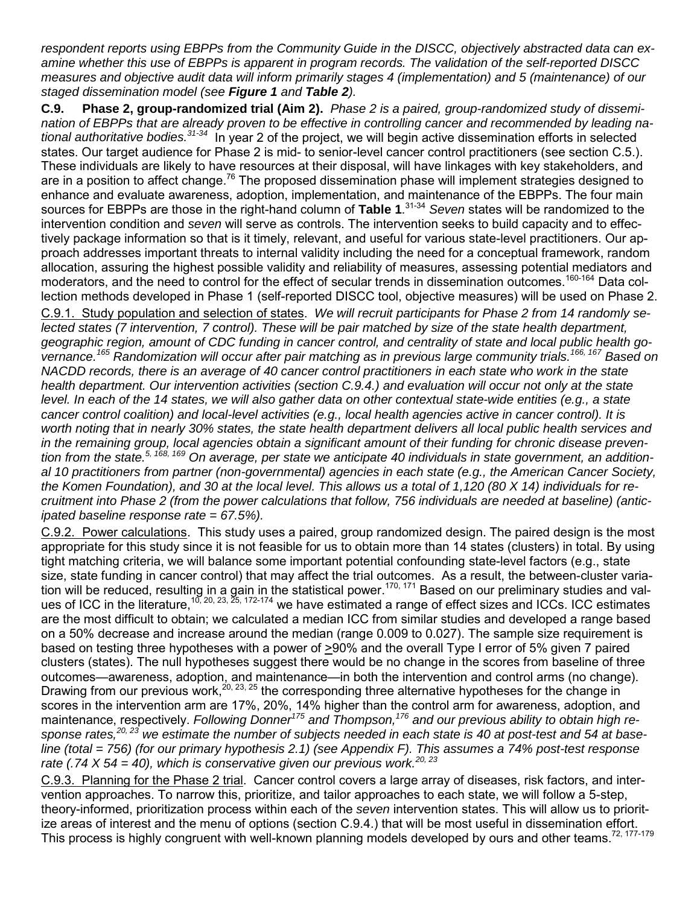*respondent reports using EBPPs from the Community Guide in the DISCC, objectively abstracted data can examine whether this use of EBPPs is apparent in program records. The validation of the self-reported DISCC measures and objective audit data will inform primarily stages 4 (implementation) and 5 (maintenance) of our staged dissemination model (see **Figure 1** and **Table 2**).*

**C.9. Phase 2, group-randomized trial (Aim 2).** *Phase 2 is a paired, group-randomized study of dissemination of EBPPs that are already proven to be effective in controlling cancer and recommended by leading national authoritative bodies.*[31-34] In year 2 of the project, we will begin active dissemination efforts in selected states. Our target audience for Phase 2 is mid- to senior-level cancer control practitioners (see section C.5.). These individuals are likely to have resources at their disposal, will have linkages with key stakeholders, and are in a position to affect change.[76] The proposed dissemination phase will implement strategies designed to enhance and evaluate awareness, adoption, implementation, and maintenance of the EBPPs. The four main sources for EBPPs are those in the right-hand column of **Table 1**.[31-34] *Seven* states will be randomized to the intervention condition and *seven* will serve as controls. The intervention seeks to build capacity and to effectively package information so that is it timely, relevant, and useful for various state-level practitioners. Our approach addresses important threats to internal validity including the need for a conceptual framework, random allocation, assuring the highest possible validity and reliability of measures, assessing potential mediators and moderators, and the need to control for the effect of secular trends in dissemination outcomes.[160-164] Data collection methods developed in Phase 1 (self-reported DISCC tool, objective measures) will be used on Phase 2.

C.9.1. Study population and selection of states. *We will recruit participants for Phase 2 from 14 randomly selected states (7 intervention, 7 control). These will be pair matched by size of the state health department, geographic region, amount of CDC funding in cancer control, and centrality of state and local public health governance.*[165] *Randomization will occur after pair matching as in previous large community trials.*[166, 167] *Based on NACDD records, there is an average of 40 cancer control practitioners in each state who work in the state health department. Our intervention activities (section C.9.4.) and evaluation will occur not only at the state level. In each of the 14 states, we will also gather data on other contextual state-wide entities (e.g., a state cancer control coalition) and local-level activities (e.g., local health agencies active in cancer control). It is worth noting that in nearly 30% states, the state health department delivers all local public health services and in the remaining group, local agencies obtain a significant amount of their funding for chronic disease prevention from the state.*[5, 168, 169] *On average, per state we anticipate 40 individuals in state government, an additional 10 practitioners from partner (non-governmental) agencies in each state (e.g., the American Cancer Society, the Komen Foundation), and 30 at the local level. This allows us a total of 1,120 (80 X 14) individuals for recruitment into Phase 2 (from the power calculations that follow, 756 individuals are needed at baseline) (anticipated baseline response rate = 67.5%).*

C.9.2. Power calculations. This study uses a paired, group randomized design. The paired design is the most appropriate for this study since it is not feasible for us to obtain more than 14 states (clusters) in total. By using tight matching criteria, we will balance some important potential confounding state-level factors (e.g., state size, state funding in cancer control) that may affect the trial outcomes. As a result, the between-cluster variation will be reduced, resulting in a gain in the statistical power.[170, 171] Based on our preliminary studies and values of ICC in the literature,[10, 20, 23, 25, 172-174] we have estimated a range of effect sizes and ICCs. ICC estimates are the most difficult to obtain; we calculated a median ICC from similar studies and developed a range based on a 50% decrease and increase around the median (range 0.009 to 0.027). The sample size requirement is based on testing three hypotheses with a power of $\geq$90% and the overall Type I error of 5% given 7 paired clusters (states). The null hypotheses suggest there would be no change in the scores from baseline of three outcomes—awareness, adoption, and maintenance—in both the intervention and control arms (no change). Drawing from our previous work,[20, 23, 25] the corresponding three alternative hypotheses for the change in scores in the intervention arm are 17%, 20%, 14% higher than the control arm for awareness, adoption, and maintenance, respectively. *Following Donner*[175] *and Thompson,*[176] *and our previous ability to obtain high response rates,*[20, 23] *we estimate the number of subjects needed in each state is 40 at post-test and 54 at baseline (total = 756) (for our primary hypothesis 2.1) (see Appendix F). This assumes a 74% post-test response rate (.74 X 54 = 40), which is conservative given our previous work.*[20, 23]

C.9.3. Planning for the Phase 2 trial. Cancer control covers a large array of diseases, risk factors, and intervention approaches. To narrow this, prioritize, and tailor approaches to each state, we will follow a 5-step, theory-informed, prioritization process within each of the *seven* intervention states. This will allow us to prioritize areas of interest and the menu of options (section C.9.4.) that will be most useful in dissemination effort. This process is highly congruent with well-known planning models developed by ours and other teams.[72, 177-179]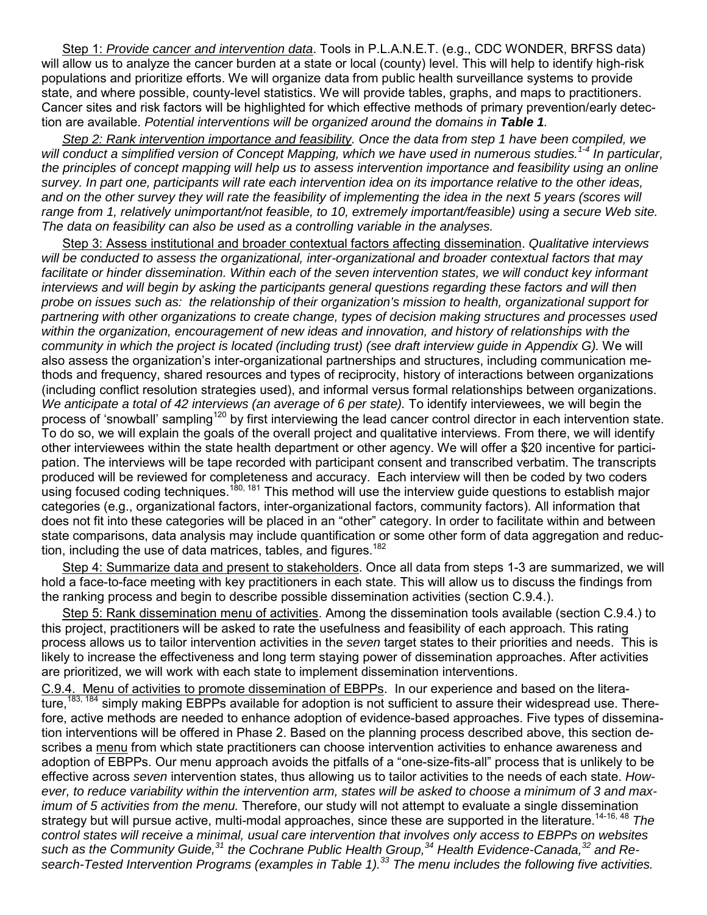Step 1: *Provide cancer and intervention data*. Tools in P.L.A.N.E.T. (e.g., CDC WONDER, BRFSS data) will allow us to analyze the cancer burden at a state or local (county) level. This will help to identify high-risk populations and prioritize efforts. We will organize data from public health surveillance systems to provide state, and where possible, county-level statistics. We will provide tables, graphs, and maps to practitioners. Cancer sites and risk factors will be highlighted for which effective methods of primary prevention/early detection are available. *Potential interventions will be organized around the domains in **Table 1**.*

*Step 2: Rank intervention importance and feasibility. Once the data from step 1 have been compiled, we will conduct a simplified version of Concept Mapping, which we have used in numerous studies.[1-4] In particular, the principles of concept mapping will help us to assess intervention importance and feasibility using an online survey. In part one, participants will rate each intervention idea on its importance relative to the other ideas, and on the other survey they will rate the feasibility of implementing the idea in the next 5 years (scores will range from 1, relatively unimportant/not feasible, to 10, extremely important/feasible) using a secure Web site. The data on feasibility can also be used as a controlling variable in the analyses.*

Step 3: Assess institutional and broader contextual factors affecting dissemination. *Qualitative interviews will be conducted to assess the organizational, inter-organizational and broader contextual factors that may facilitate or hinder dissemination. Within each of the seven intervention states, we will conduct key informant interviews and will begin by asking the participants general questions regarding these factors and will then probe on issues such as: the relationship of their organization's mission to health, organizational support for partnering with other organizations to create change, types of decision making structures and processes used within the organization, encouragement of new ideas and innovation, and history of relationships with the community in which the project is located (including trust) (see draft interview guide in Appendix G).* We will also assess the organization's inter-organizational partnerships and structures, including communication methods and frequency, shared resources and types of reciprocity, history of interactions between organizations (including conflict resolution strategies used), and informal versus formal relationships between organizations. *We anticipate a total of 42 interviews (an average of 6 per state).* To identify interviewees, we will begin the process of 'snowball' sampling[120] by first interviewing the lead cancer control director in each intervention state. To do so, we will explain the goals of the overall project and qualitative interviews. From there, we will identify other interviewees within the state health department or other agency. We will offer a $20 incentive for participation. The interviews will be tape recorded with participant consent and transcribed verbatim. The transcripts produced will be reviewed for completeness and accuracy. Each interview will then be coded by two coders using focused coding techniques.[180, 181] This method will use the interview guide questions to establish major categories (e.g., organizational factors, inter-organizational factors, community factors). All information that does not fit into these categories will be placed in an "other" category. In order to facilitate within and between state comparisons, data analysis may include quantification or some other form of data aggregation and reduction, including the use of data matrices, tables, and figures.[182]

Step 4: Summarize data and present to stakeholders. Once all data from steps 1-3 are summarized, we will hold a face-to-face meeting with key practitioners in each state. This will allow us to discuss the findings from the ranking process and begin to describe possible dissemination activities (section C.9.4.).

Step 5: Rank dissemination menu of activities. Among the dissemination tools available (section C.9.4.) to this project, practitioners will be asked to rate the usefulness and feasibility of each approach. This rating process allows us to tailor intervention activities in the *seven* target states to their priorities and needs. This is likely to increase the effectiveness and long term staying power of dissemination approaches. After activities are prioritized, we will work with each state to implement dissemination interventions.

C.9.4. Menu of activities to promote dissemination of EBPPs. In our experience and based on the literature,[183, 184] simply making EBPPs available for adoption is not sufficient to assure their widespread use. Therefore, active methods are needed to enhance adoption of evidence-based approaches. Five types of dissemination interventions will be offered in Phase 2. Based on the planning process described above, this section describes a menu from which state practitioners can choose intervention activities to enhance awareness and adoption of EBPPs. Our menu approach avoids the pitfalls of a "one-size-fits-all" process that is unlikely to be effective across *seven* intervention states, thus allowing us to tailor activities to the needs of each state. *However, to reduce variability within the intervention arm, states will be asked to choose a minimum of 3 and maximum of 5 activities from the menu.* Therefore, our study will not attempt to evaluate a single dissemination strategy but will pursue active, multi-modal approaches, since these are supported in the literature.[14-16, 48] *The control states will receive a minimal, usual care intervention that involves only access to EBPPs on websites such as the Community Guide,[31] the Cochrane Public Health Group,[34] Health Evidence-Canada,[32] and Research-Tested Intervention Programs (examples in Table 1).[33] The menu includes the following five activities.*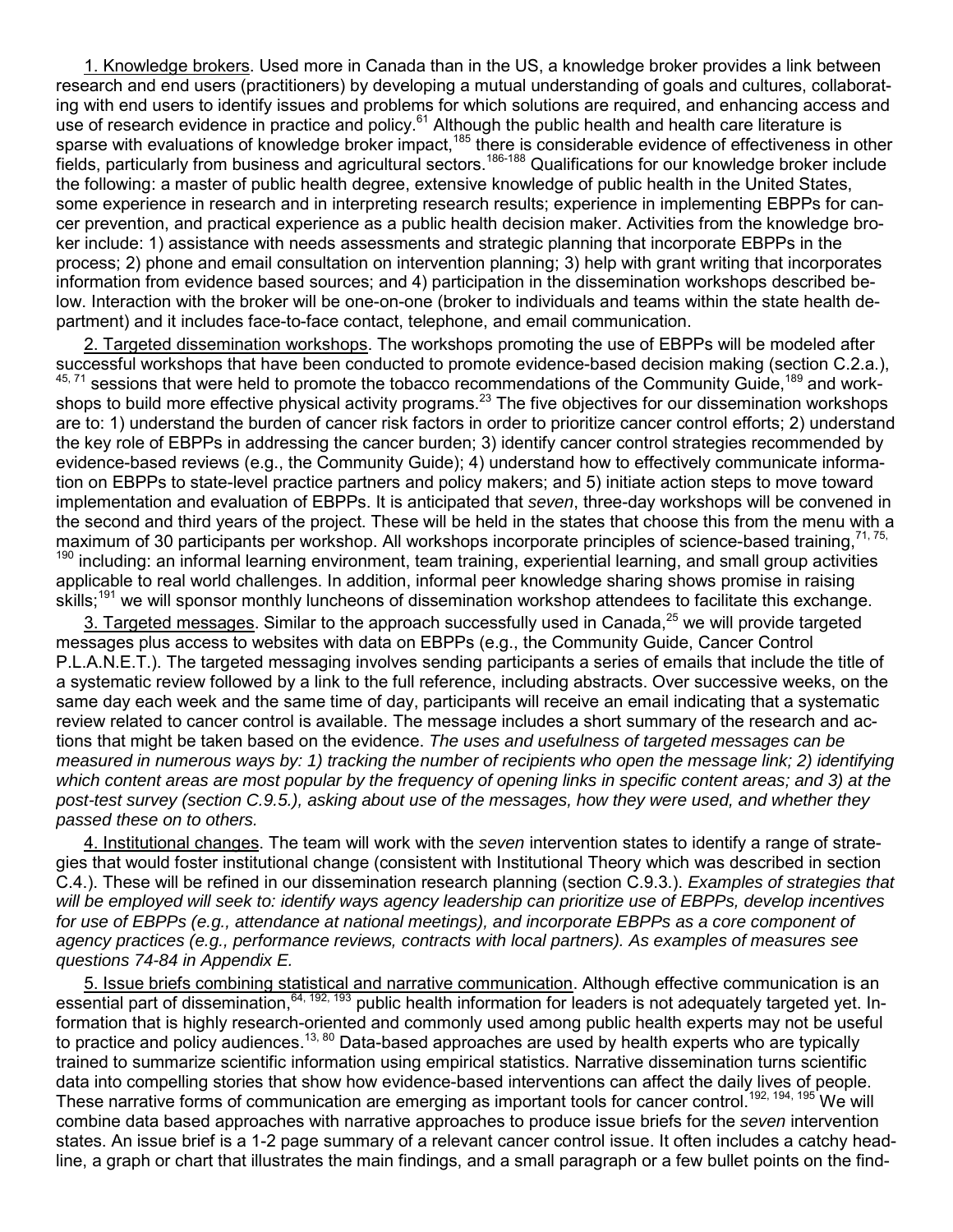1. Knowledge brokers. Used more in Canada than in the US, a knowledge broker provides a link between research and end users (practitioners) by developing a mutual understanding of goals and cultures, collaborating with end users to identify issues and problems for which solutions are required, and enhancing access and use of research evidence in practice and policy.[61] Although the public health and health care literature is sparse with evaluations of knowledge broker impact,[185] there is considerable evidence of effectiveness in other fields, particularly from business and agricultural sectors.[186-188] Qualifications for our knowledge broker include the following: a master of public health degree, extensive knowledge of public health in the United States, some experience in research and in interpreting research results; experience in implementing EBPPs for cancer prevention, and practical experience as a public health decision maker. Activities from the knowledge broker include: 1) assistance with needs assessments and strategic planning that incorporate EBPPs in the process; 2) phone and email consultation on intervention planning; 3) help with grant writing that incorporates information from evidence based sources; and 4) participation in the dissemination workshops described below. Interaction with the broker will be one-on-one (broker to individuals and teams within the state health department) and it includes face-to-face contact, telephone, and email communication.

2. Targeted dissemination workshops. The workshops promoting the use of EBPPs will be modeled after successful workshops that have been conducted to promote evidence-based decision making (section C.2.a.),[45, 71] sessions that were held to promote the tobacco recommendations of the Community Guide,[189] and workshops to build more effective physical activity programs.[23] The five objectives for our dissemination workshops are to: 1) understand the burden of cancer risk factors in order to prioritize cancer control efforts; 2) understand the key role of EBPPs in addressing the cancer burden; 3) identify cancer control strategies recommended by evidence-based reviews (e.g., the Community Guide); 4) understand how to effectively communicate information on EBPPs to state-level practice partners and policy makers; and 5) initiate action steps to move toward implementation and evaluation of EBPPs. It is anticipated that *seven*, three-day workshops will be convened in the second and third years of the project. These will be held in the states that choose this from the menu with a maximum of 30 participants per workshop. All workshops incorporate principles of science-based training,[71, 75, 190] including: an informal learning environment, team training, experiential learning, and small group activities applicable to real world challenges. In addition, informal peer knowledge sharing shows promise in raising skills;[191] we will sponsor monthly luncheons of dissemination workshop attendees to facilitate this exchange.

3. Targeted messages. Similar to the approach successfully used in Canada,[25] we will provide targeted messages plus access to websites with data on EBPPs (e.g., the Community Guide, Cancer Control P.L.A.N.E.T.). The targeted messaging involves sending participants a series of emails that include the title of a systematic review followed by a link to the full reference, including abstracts. Over successive weeks, on the same day each week and the same time of day, participants will receive an email indicating that a systematic review related to cancer control is available. The message includes a short summary of the research and actions that might be taken based on the evidence. *The uses and usefulness of targeted messages can be measured in numerous ways by: 1) tracking the number of recipients who open the message link; 2) identifying which content areas are most popular by the frequency of opening links in specific content areas; and 3) at the post-test survey (section C.9.5.), asking about use of the messages, how they were used, and whether they passed these on to others.*

4. Institutional changes. The team will work with the *seven* intervention states to identify a range of strategies that would foster institutional change (consistent with Institutional Theory which was described in section C.4.). These will be refined in our dissemination research planning (section C.9.3.). *Examples of strategies that will be employed will seek to: identify ways agency leadership can prioritize use of EBPPs, develop incentives for use of EBPPs (e.g., attendance at national meetings), and incorporate EBPPs as a core component of agency practices (e.g., performance reviews, contracts with local partners). As examples of measures see questions 74-84 in Appendix E.*

5. Issue briefs combining statistical and narrative communication. Although effective communication is an essential part of dissemination,[64, 192, 193] public health information for leaders is not adequately targeted yet. Information that is highly research-oriented and commonly used among public health experts may not be useful to practice and policy audiences.[13, 80] Data-based approaches are used by health experts who are typically trained to summarize scientific information using empirical statistics. Narrative dissemination turns scientific data into compelling stories that show how evidence-based interventions can affect the daily lives of people. These narrative forms of communication are emerging as important tools for cancer control.[192, 194, 195] We will combine data based approaches with narrative approaches to produce issue briefs for the *seven* intervention states. An issue brief is a 1-2 page summary of a relevant cancer control issue. It often includes a catchy headline, a graph or chart that illustrates the main findings, and a small paragraph or a few bullet points on the find-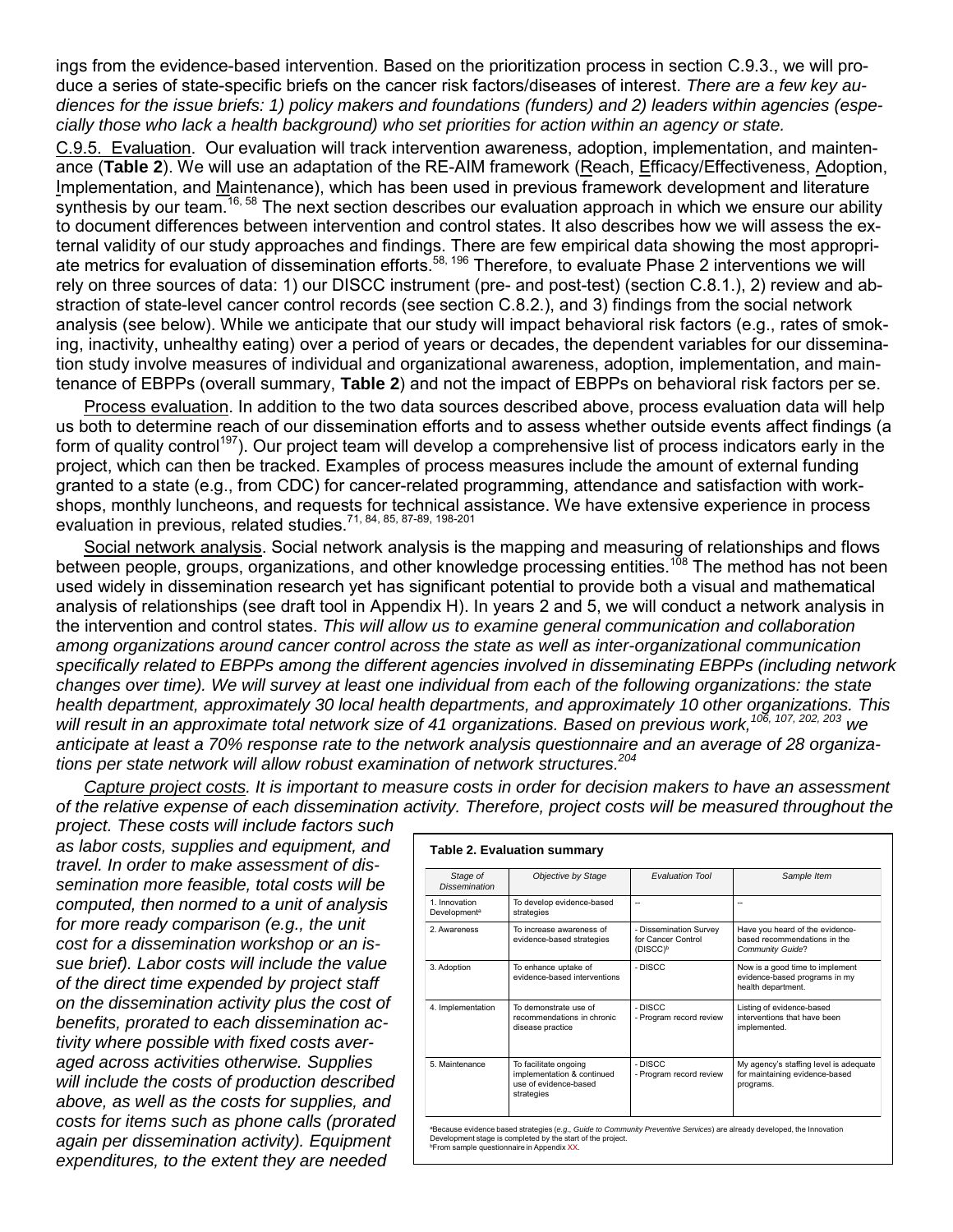ings from the evidence-based intervention. Based on the prioritization process in section C.9.3., we will produce a series of state-specific briefs on the cancer risk factors/diseases of interest. *There are a few key audiences for the issue briefs: 1) policy makers and foundations (funders) and 2) leaders within agencies (especially those who lack a health background) who set priorities for action within an agency or state.*

C.9.5. Evaluation. Our evaluation will track intervention awareness, adoption, implementation, and maintenance (**Table 2**). We will use an adaptation of the RE-AIM framework (Reach, Efficacy/Effectiveness, Adoption, Implementation, and Maintenance), which has been used in previous framework development and literature synthesis by our team.[16, 58] The next section describes our evaluation approach in which we ensure our ability to document differences between intervention and control states. It also describes how we will assess the external validity of our study approaches and findings. There are few empirical data showing the most appropriate metrics for evaluation of dissemination efforts.[58, 196] Therefore, to evaluate Phase 2 interventions we will rely on three sources of data: 1) our DISCC instrument (pre- and post-test) (section C.8.1.), 2) review and abstraction of state-level cancer control records (see section C.8.2.), and 3) findings from the social network analysis (see below). While we anticipate that our study will impact behavioral risk factors (e.g., rates of smoking, inactivity, unhealthy eating) over a period of years or decades, the dependent variables for our dissemination study involve measures of individual and organizational awareness, adoption, implementation, and maintenance of EBPPs (overall summary, **Table 2**) and not the impact of EBPPs on behavioral risk factors per se.

Process evaluation. In addition to the two data sources described above, process evaluation data will help us both to determine reach of our dissemination efforts and to assess whether outside events affect findings (a form of quality control[197]). Our project team will develop a comprehensive list of process indicators early in the project, which can then be tracked. Examples of process measures include the amount of external funding granted to a state (e.g., from CDC) for cancer-related programming, attendance and satisfaction with workshops, monthly luncheons, and requests for technical assistance. We have extensive experience in process evaluation in previous, related studies.[71, 84, 85, 87-89, 198-201]

Social network analysis. Social network analysis is the mapping and measuring of relationships and flows between people, groups, organizations, and other knowledge processing entities.[108] The method has not been used widely in dissemination research yet has significant potential to provide both a visual and mathematical analysis of relationships (see draft tool in Appendix H). In years 2 and 5, we will conduct a network analysis in the intervention and control states. *This will allow us to examine general communication and collaboration among organizations around cancer control across the state as well as inter-organizational communication specifically related to EBPPs among the different agencies involved in disseminating EBPPs (including network changes over time). We will survey at least one individual from each of the following organizations: the state health department, approximately 30 local health departments, and approximately 10 other organizations. This will result in an approximate total network size of 41 organizations. Based on previous work,[106, 107, 202, 203] we anticipate at least a 70% response rate to the network analysis questionnaire and an average of 28 organizations per state network will allow robust examination of network structures.[204]*

*Capture project costs. It is important to measure costs in order for decision makers to have an assessment of the relative expense of each dissemination activity. Therefore, project costs will be measured throughout the project. These costs will include factors such as labor costs, supplies and equipment, and travel. In order to make assessment of dissemination more feasible, total costs will be computed, then normed to a unit of analysis for more ready comparison (e.g., the unit cost for a dissemination workshop or an issue brief). Labor costs will include the value of the direct time expended by project staff on the dissemination activity plus the cost of benefits, prorated to each dissemination activity where possible with fixed costs averaged across activities otherwise. Supplies will include the costs of production described above, as well as the costs for supplies, and costs for items such as phone calls (prorated again per dissemination activity). Equipment expenditures, to the extent they are needed*

**Table 2. Evaluation summary**

| *Stage of Dissemination* | *Objective by Stage* | *Evaluation Tool* | *Sample Item* |
|---|---|---|---|
| 1. Innovation Development[a] | To develop evidence-based strategies | -- | -- |
| 2. Awareness | To increase awareness of evidence-based strategies | - Dissemination Survey for Cancer Control (DISCC)[b] | Have you heard of the evidence-based recommendations in the *Community Guide*? |
| 3. Adoption | To enhance uptake of evidence-based interventions | - DISCC | Now is a good time to implement evidence-based programs in my health department. |
| 4. Implementation | To demonstrate use of recommendations in chronic disease practice | - DISCC<br>- Program record review | Listing of evidence-based interventions that have been implemented. |
| 5. Maintenance | To facilitate ongoing implementation & continued use of evidence-based strategies | - DISCC<br>- Program record review | My agency's staffing level is adequate for maintaining evidence-based programs. |

[a]Because evidence based strategies (*e.g., Guide to Community Preventive Services*) are already developed, the Innovation Development stage is completed by the start of the project.
[b]From sample questionnaire in Appendix XX.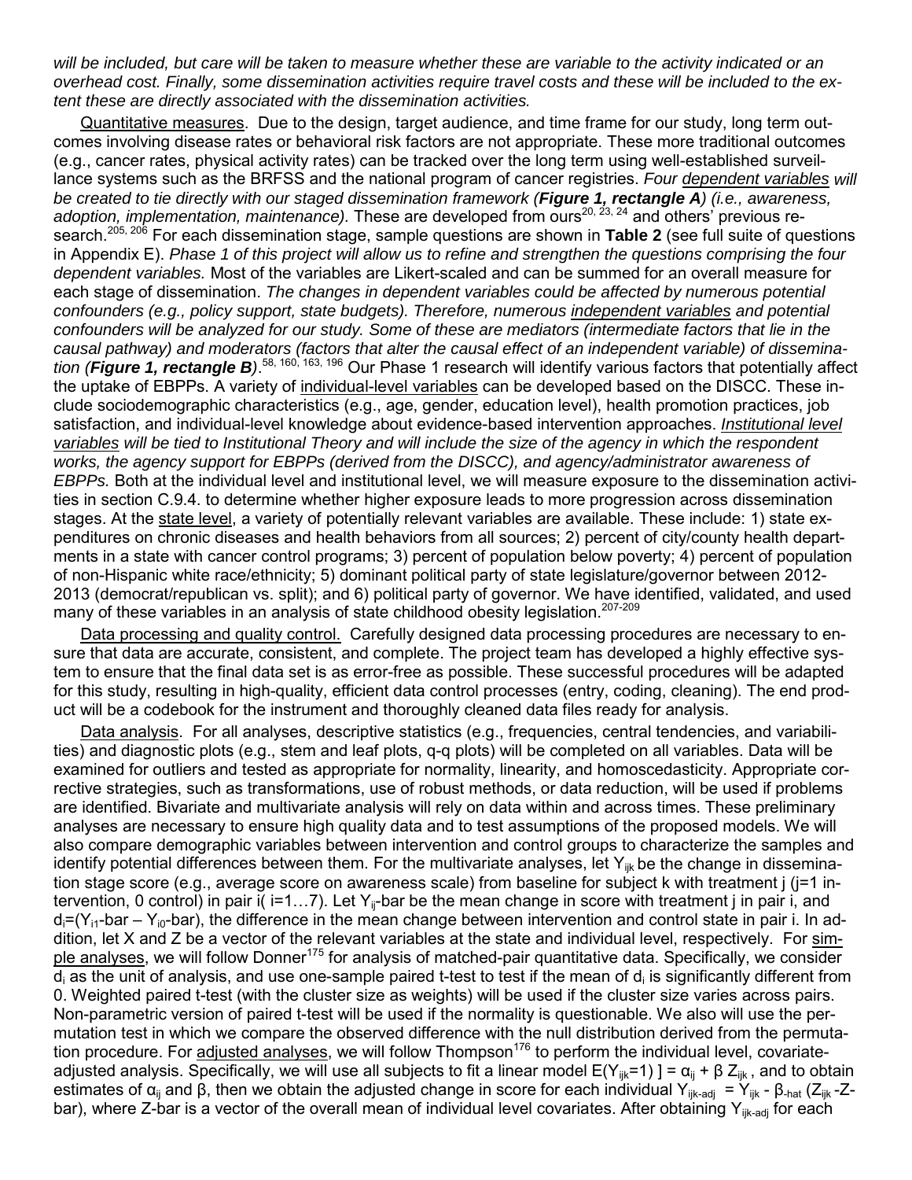*will be included, but care will be taken to measure whether these are variable to the activity indicated or an overhead cost. Finally, some dissemination activities require travel costs and these will be included to the extent these are directly associated with the dissemination activities.*

Quantitative measures. Due to the design, target audience, and time frame for our study, long term outcomes involving disease rates or behavioral risk factors are not appropriate. These more traditional outcomes (e.g., cancer rates, physical activity rates) can be tracked over the long term using well-established surveillance systems such as the BRFSS and the national program of cancer registries. *Four dependent variables will be created to tie directly with our staged dissemination framework (**Figure 1, rectangle A**) (i.e., awareness, adoption, implementation, maintenance).* These are developed from ours[20, 23, 24] and others' previous research.[205, 206] For each dissemination stage, sample questions are shown in **Table 2** (see full suite of questions in Appendix E). *Phase 1 of this project will allow us to refine and strengthen the questions comprising the four dependent variables.* Most of the variables are Likert-scaled and can be summed for an overall measure for each stage of dissemination. *The changes in dependent variables could be affected by numerous potential confounders (e.g., policy support, state budgets). Therefore, numerous independent variables and potential confounders will be analyzed for our study. Some of these are mediators (intermediate factors that lie in the causal pathway) and moderators (factors that alter the causal effect of an independent variable) of dissemination (**Figure 1, rectangle B**).*[58, 160, 163, 196] Our Phase 1 research will identify various factors that potentially affect the uptake of EBPPs. A variety of individual-level variables can be developed based on the DISCC. These include sociodemographic characteristics (e.g., age, gender, education level), health promotion practices, job satisfaction, and individual-level knowledge about evidence-based intervention approaches. *Institutional level variables will be tied to Institutional Theory and will include the size of the agency in which the respondent works, the agency support for EBPPs (derived from the DISCC), and agency/administrator awareness of EBPPs.* Both at the individual level and institutional level, we will measure exposure to the dissemination activities in section C.9.4. to determine whether higher exposure leads to more progression across dissemination stages. At the state level, a variety of potentially relevant variables are available. These include: 1) state expenditures on chronic diseases and health behaviors from all sources; 2) percent of city/county health departments in a state with cancer control programs; 3) percent of population below poverty; 4) percent of population of non-Hispanic white race/ethnicity; 5) dominant political party of state legislature/governor between 2012-2013 (democrat/republican vs. split); and 6) political party of governor. We have identified, validated, and used many of these variables in an analysis of state childhood obesity legislation.[207-209]

Data processing and quality control. Carefully designed data processing procedures are necessary to ensure that data are accurate, consistent, and complete. The project team has developed a highly effective system to ensure that the final data set is as error-free as possible. These successful procedures will be adapted for this study, resulting in high-quality, efficient data control processes (entry, coding, cleaning). The end product will be a codebook for the instrument and thoroughly cleaned data files ready for analysis.

Data analysis. For all analyses, descriptive statistics (e.g., frequencies, central tendencies, and variabilities) and diagnostic plots (e.g., stem and leaf plots, q-q plots) will be completed on all variables. Data will be examined for outliers and tested as appropriate for normality, linearity, and homoscedasticity. Appropriate corrective strategies, such as transformations, use of robust methods, or data reduction, will be used if problems are identified. Bivariate and multivariate analysis will rely on data within and across times. These preliminary analyses are necessary to ensure high quality data and to test assumptions of the proposed models. We will also compare demographic variables between intervention and control groups to characterize the samples and identify potential differences between them. For the multivariate analyses, let $Y_{ijk}$ be the change in dissemination stage score (e.g., average score on awareness scale) from baseline for subject k with treatment j (j=1 intervention, 0 control) in pair i( i=1…7). Let $Y_{ij}$-bar be the mean change in score with treatment j in pair i, and $d_i=(Y_{i1}\text{-bar} - Y_{i0}\text{-bar})$, the difference in the mean change between intervention and control state in pair i. In addition, let X and Z be a vector of the relevant variables at the state and individual level, respectively. For simple analyses, we will follow Donner[175] for analysis of matched-pair quantitative data. Specifically, we consider $d_i$ as the unit of analysis, and use one-sample paired t-test to test if the mean of $d_i$ is significantly different from 0. Weighted paired t-test (with the cluster size as weights) will be used if the cluster size varies across pairs. Non-parametric version of paired t-test will be used if the normality is questionable. We also will use the permutation test in which we compare the observed difference with the null distribution derived from the permutation procedure. For adjusted analyses, we will follow Thompson[176] to perform the individual level, covariate-adjusted analysis. Specifically, we will use all subjects to fit a linear model $E(Y_{ijk}=1)\ ] = \alpha_{ij} + \beta\ Z_{ijk}$, and to obtain estimates of $\alpha_{ij}$ and $\beta$, then we obtain the adjusted change in score for each individual $Y_{ijk\text{-}adj} = Y_{ijk} - \beta_{\text{-hat}}\ (Z_{ijk} - Z\text{-bar})$, where Z-bar is a vector of the overall mean of individual level covariates. After obtaining $Y_{ijk\text{-}adj}$ for each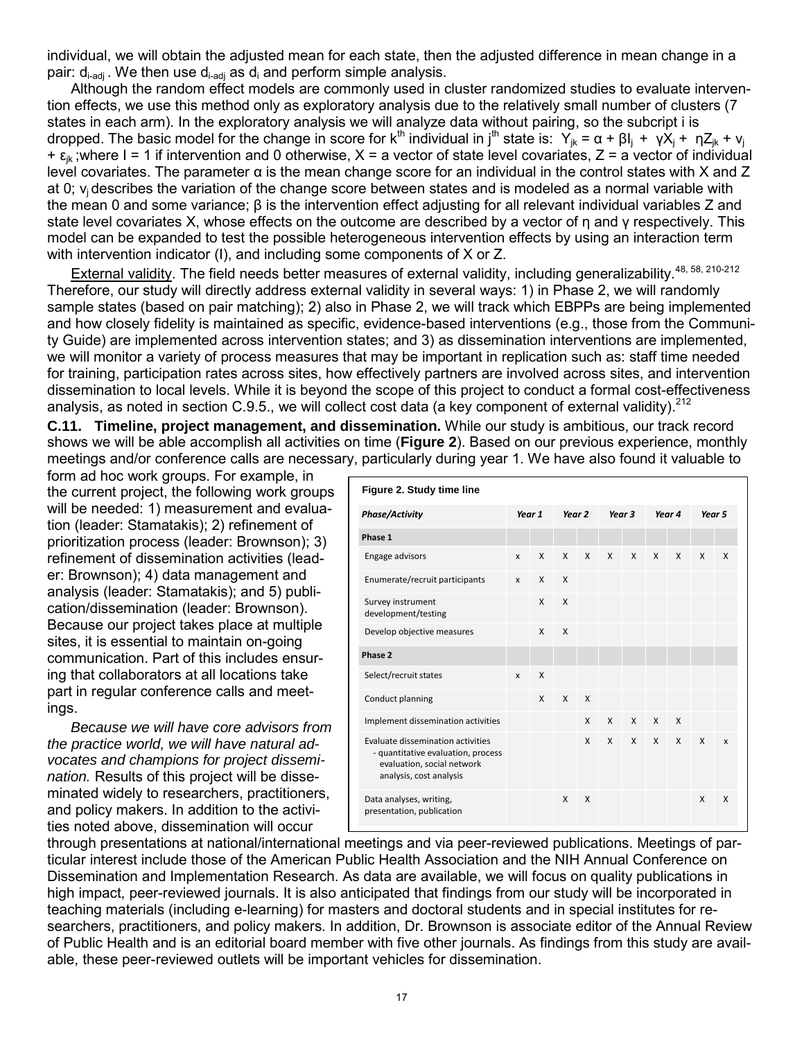individual, we will obtain the adjusted mean for each state, then the adjusted difference in mean change in a pair: $d_{i\text{-}adj}$ . We then use $d_{i\text{-}adj}$ as $d_i$ and perform simple analysis.

Although the random effect models are commonly used in cluster randomized studies to evaluate intervention effects, we use this method only as exploratory analysis due to the relatively small number of clusters (7 states in each arm). In the exploratory analysis we will analyze data without pairing, so the subcript i is dropped. The basic model for the change in score for $k^{th}$ individual in $j^{th}$ state is: $Y_{jk} = \alpha + \beta I_j + \gamma X_j + \eta Z_{jk} + v_j + \varepsilon_{jk}$ ;where I = 1 if intervention and 0 otherwise, X = a vector of state level covariates, Z = a vector of individual level covariates. The parameter α is the mean change score for an individual in the control states with X and Z at 0; $v_j$ describes the variation of the change score between states and is modeled as a normal variable with the mean 0 and some variance; β is the intervention effect adjusting for all relevant individual variables Z and state level covariates X, whose effects on the outcome are described by a vector of η and γ respectively. This model can be expanded to test the possible heterogeneous intervention effects by using an interaction term with intervention indicator (I), and including some components of X or Z.

External validity. The field needs better measures of external validity, including generalizability.[48, 58, 210-212] Therefore, our study will directly address external validity in several ways: 1) in Phase 2, we will randomly sample states (based on pair matching); 2) also in Phase 2, we will track which EBPPs are being implemented and how closely fidelity is maintained as specific, evidence-based interventions (e.g., those from the Community Guide) are implemented across intervention states; and 3) as dissemination interventions are implemented, we will monitor a variety of process measures that may be important in replication such as: staff time needed for training, participation rates across sites, how effectively partners are involved across sites, and intervention dissemination to local levels. While it is beyond the scope of this project to conduct a formal cost-effectiveness analysis, as noted in section C.9.5., we will collect cost data (a key component of external validity).[212]

**C.11. Timeline, project management, and dissemination.** While our study is ambitious, our track record shows we will be able accomplish all activities on time (**Figure 2**). Based on our previous experience, monthly meetings and/or conference calls are necessary, particularly during year 1. We have also found it valuable to form ad hoc work groups. For example, in the current project, the following work groups will be needed: 1) measurement and evaluation (leader: Stamatakis); 2) refinement of prioritization process (leader: Brownson); 3) refinement of dissemination activities (leader: Brownson); 4) data management and analysis (leader: Stamatakis); and 5) publication/dissemination (leader: Brownson). Because our project takes place at multiple sites, it is essential to maintain on-going communication. Part of this includes ensuring that collaborators at all locations take part in regular conference calls and meetings.

**Figure 2. Study time line**

| *Phase/Activity* | *Year 1* | | *Year 2* | | *Year 3* | | *Year 4* | | *Year 5* | |
|---|---|---|---|---|---|---|---|---|---|---|
| **Phase 1** | | | | | | | | | | |
| Engage advisors | x | X | X | X | X | X | X | X | X | X |
| Enumerate/recruit participants | x | X | X | | | | | | | |
| Survey instrument development/testing | | X | X | | | | | | | |
| Develop objective measures | | X | X | | | | | | | |
| **Phase 2** | | | | | | | | | | |
| Select/recruit states | x | X | | | | | | | | |
| Conduct planning | | X | X | X | | | | | | |
| Implement dissemination activities | | | | X | X | X | X | X | | |
| Evaluate dissemination activities - quantitative evaluation, process evaluation, social network analysis, cost analysis | | | | X | X | X | X | X | X | x |
| Data analyses, writing, presentation, publication | | | X | X | | | | | X | X |

*Because we will have core advisors from the practice world, we will have natural advocates and champions for project dissemination.* Results of this project will be disseminated widely to researchers, practitioners, and policy makers. In addition to the activities noted above, dissemination will occur through presentations at national/international meetings and via peer-reviewed publications. Meetings of particular interest include those of the American Public Health Association and the NIH Annual Conference on Dissemination and Implementation Research. As data are available, we will focus on quality publications in high impact, peer-reviewed journals. It is also anticipated that findings from our study will be incorporated in teaching materials (including e-learning) for masters and doctoral students and in special institutes for researchers, practitioners, and policy makers. In addition, Dr. Brownson is associate editor of the Annual Review of Public Health and is an editorial board member with five other journals. As findings from this study are available, these peer-reviewed outlets will be important vehicles for dissemination.